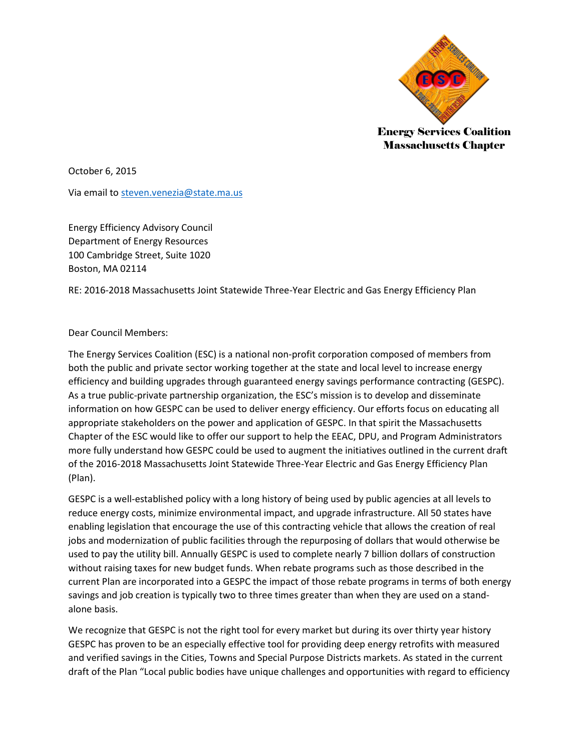**Energy Services Coalition**
**Massachusetts Chapter**

October 6, 2015

Via email to [steven.venezia@state.ma.us](mailto:steven.venezia@state.ma.us)

Energy Efficiency Advisory Council
Department of Energy Resources
100 Cambridge Street, Suite 1020
Boston, MA 02114

RE: 2016-2018 Massachusetts Joint Statewide Three-Year Electric and Gas Energy Efficiency Plan

Dear Council Members:

The Energy Services Coalition (ESC) is a national non-profit corporation composed of members from both the public and private sector working together at the state and local level to increase energy efficiency and building upgrades through guaranteed energy savings performance contracting (GESPC). As a true public-private partnership organization, the ESC's mission is to develop and disseminate information on how GESPC can be used to deliver energy efficiency. Our efforts focus on educating all appropriate stakeholders on the power and application of GESPC. In that spirit the Massachusetts Chapter of the ESC would like to offer our support to help the EEAC, DPU, and Program Administrators more fully understand how GESPC could be used to augment the initiatives outlined in the current draft of the 2016-2018 Massachusetts Joint Statewide Three-Year Electric and Gas Energy Efficiency Plan (Plan).

GESPC is a well-established policy with a long history of being used by public agencies at all levels to reduce energy costs, minimize environmental impact, and upgrade infrastructure. All 50 states have enabling legislation that encourage the use of this contracting vehicle that allows the creation of real jobs and modernization of public facilities through the repurposing of dollars that would otherwise be used to pay the utility bill. Annually GESPC is used to complete nearly 7 billion dollars of construction without raising taxes for new budget funds. When rebate programs such as those described in the current Plan are incorporated into a GESPC the impact of those rebate programs in terms of both energy savings and job creation is typically two to three times greater than when they are used on a stand-alone basis.

We recognize that GESPC is not the right tool for every market but during its over thirty year history GESPC has proven to be an especially effective tool for providing deep energy retrofits with measured and verified savings in the Cities, Towns and Special Purpose Districts markets. As stated in the current draft of the Plan "Local public bodies have unique challenges and opportunities with regard to efficiency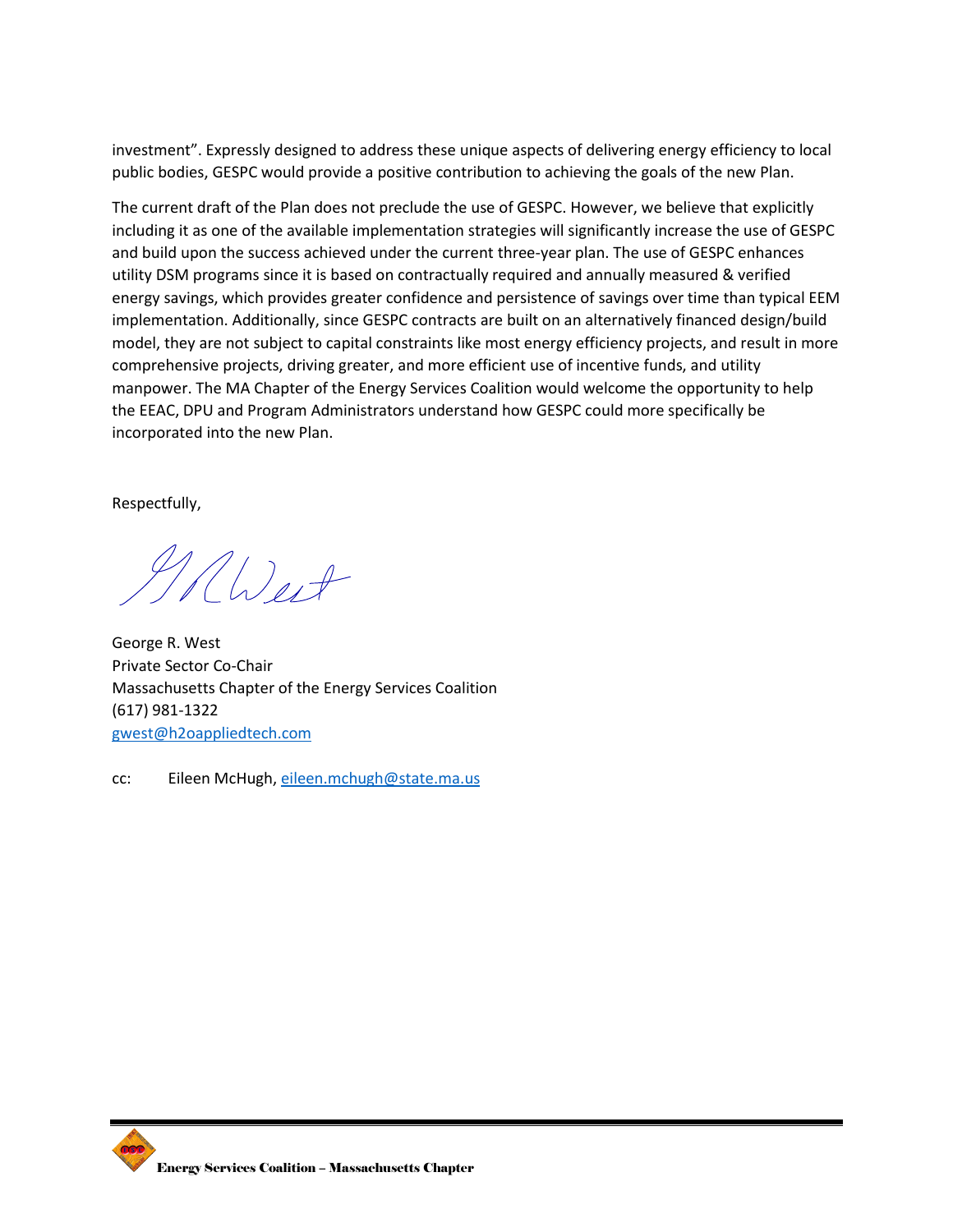investment". Expressly designed to address these unique aspects of delivering energy efficiency to local public bodies, GESPC would provide a positive contribution to achieving the goals of the new Plan.

The current draft of the Plan does not preclude the use of GESPC. However, we believe that explicitly including it as one of the available implementation strategies will significantly increase the use of GESPC and build upon the success achieved under the current three-year plan. The use of GESPC enhances utility DSM programs since it is based on contractually required and annually measured & verified energy savings, which provides greater confidence and persistence of savings over time than typical EEM implementation. Additionally, since GESPC contracts are built on an alternatively financed design/build model, they are not subject to capital constraints like most energy efficiency projects, and result in more comprehensive projects, driving greater, and more efficient use of incentive funds, and utility manpower. The MA Chapter of the Energy Services Coalition would welcome the opportunity to help the EEAC, DPU and Program Administrators understand how GESPC could more specifically be incorporated into the new Plan.

Respectfully,

George R. West
Private Sector Co-Chair
Massachusetts Chapter of the Energy Services Coalition
(617) 981-1322
gwest@h2oappliedtech.com

cc: Eileen McHugh, eileen.mchugh@state.ma.us